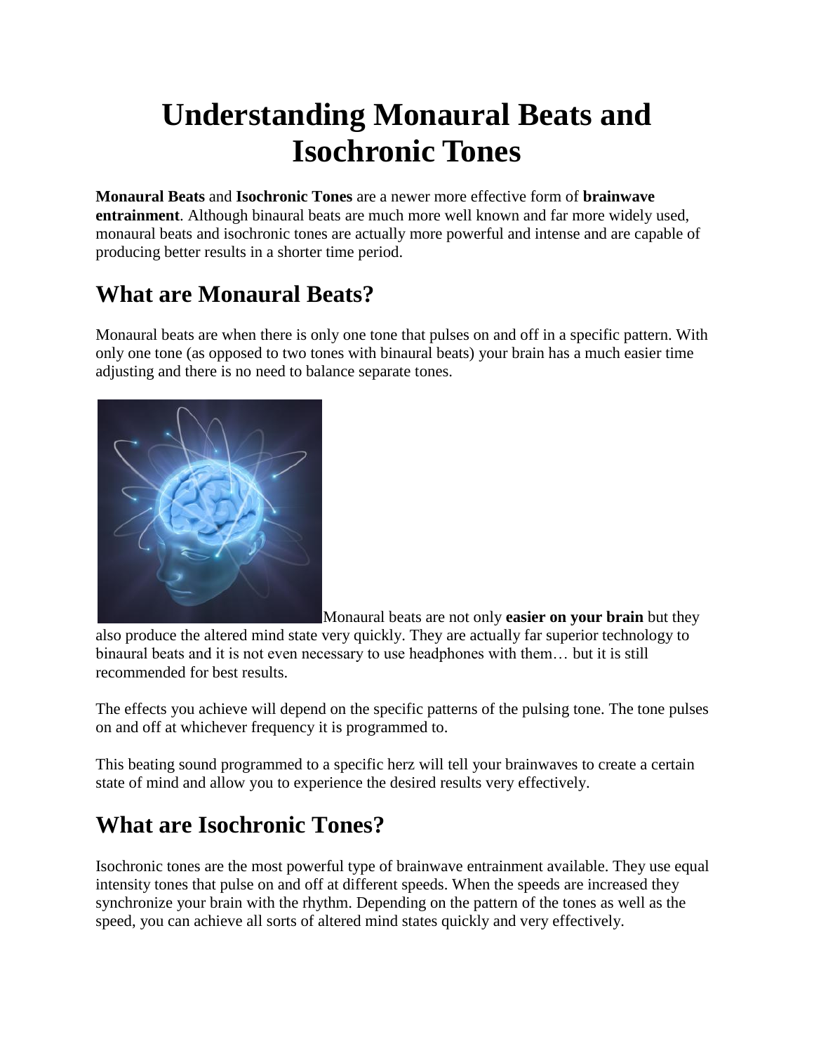# Understanding Monaural Beats and Isochronic Tones

**Monaural Beats** and **Isochronic Tones** are a newer more effective form of **brainwave entrainment**. Although binaural beats are much more well known and far more widely used, monaural beats and isochronic tones are actually more powerful and intense and are capable of producing better results in a shorter time period.

## What are Monaural Beats?

Monaural beats are when there is only one tone that pulses on and off in a specific pattern. With only one tone (as opposed to two tones with binaural beats) your brain has a much easier time adjusting and there is no need to balance separate tones.

Monaural beats are not only **easier on your brain** but they also produce the altered mind state very quickly. They are actually far superior technology to binaural beats and it is not even necessary to use headphones with them… but it is still recommended for best results.

The effects you achieve will depend on the specific patterns of the pulsing tone. The tone pulses on and off at whichever frequency it is programmed to.

This beating sound programmed to a specific herz will tell your brainwaves to create a certain state of mind and allow you to experience the desired results very effectively.

## What are Isochronic Tones?

Isochronic tones are the most powerful type of brainwave entrainment available. They use equal intensity tones that pulse on and off at different speeds. When the speeds are increased they synchronize your brain with the rhythm. Depending on the pattern of the tones as well as the speed, you can achieve all sorts of altered mind states quickly and very effectively.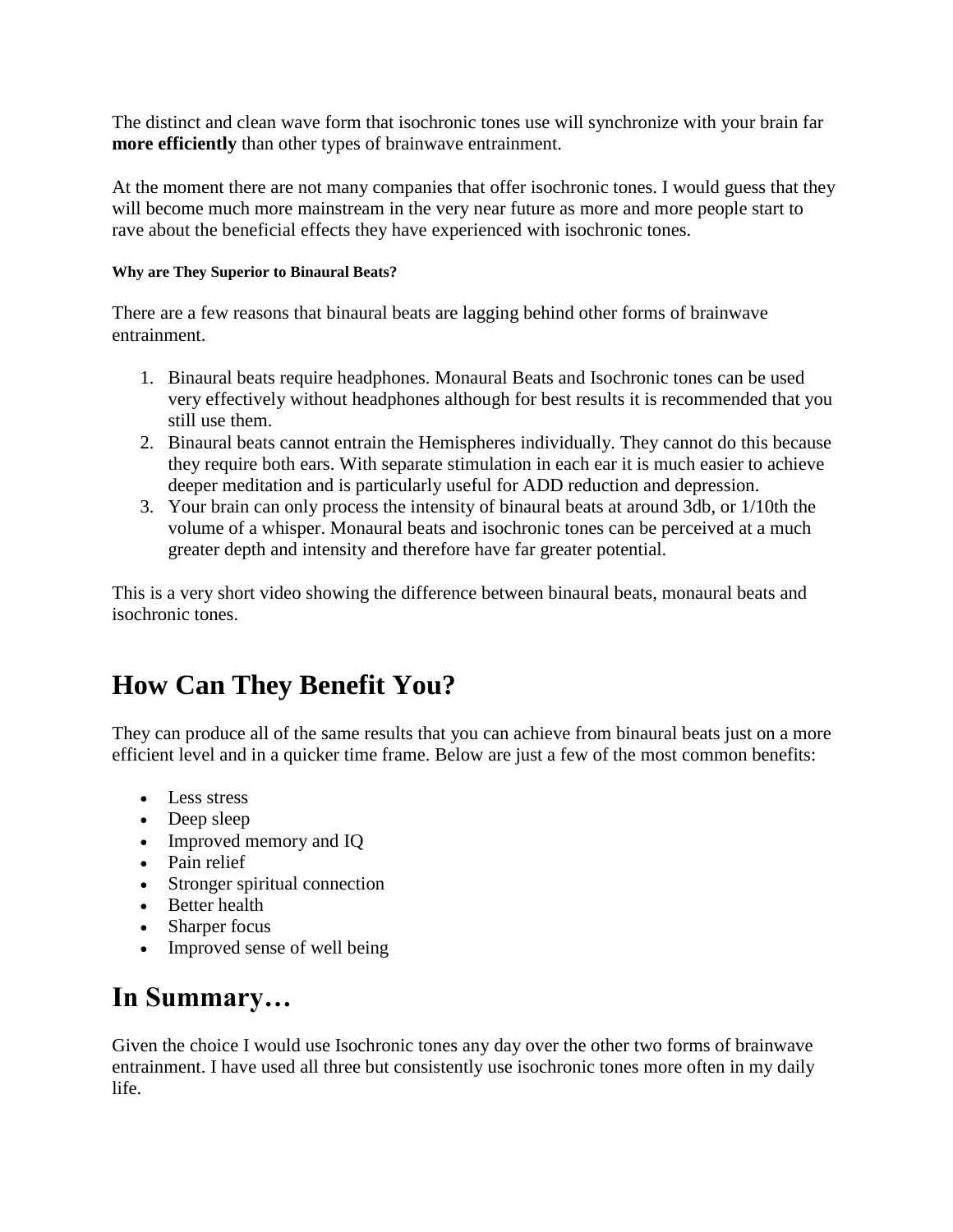The distinct and clean wave form that isochronic tones use will synchronize with your brain far **more efficiently** than other types of brainwave entrainment.

At the moment there are not many companies that offer isochronic tones. I would guess that they will become much more mainstream in the very near future as more and more people start to rave about the beneficial effects they have experienced with isochronic tones.

#### Why are They Superior to Binaural Beats?

There are a few reasons that binaural beats are lagging behind other forms of brainwave entrainment.

1. Binaural beats require headphones. Monaural Beats and Isochronic tones can be used very effectively without headphones although for best results it is recommended that you still use them.
2. Binaural beats cannot entrain the Hemispheres individually. They cannot do this because they require both ears. With separate stimulation in each ear it is much easier to achieve deeper meditation and is particularly useful for ADD reduction and depression.
3. Your brain can only process the intensity of binaural beats at around 3db, or 1/10th the volume of a whisper. Monaural beats and isochronic tones can be perceived at a much greater depth and intensity and therefore have far greater potential.

This is a very short video showing the difference between binaural beats, monaural beats and isochronic tones.

## How Can They Benefit You?

They can produce all of the same results that you can achieve from binaural beats just on a more efficient level and in a quicker time frame. Below are just a few of the most common benefits:

- Less stress
- Deep sleep
- Improved memory and IQ
- Pain relief
- Stronger spiritual connection
- Better health
- Sharper focus
- Improved sense of well being

## In Summary…

Given the choice I would use Isochronic tones any day over the other two forms of brainwave entrainment. I have used all three but consistently use isochronic tones more often in my daily life.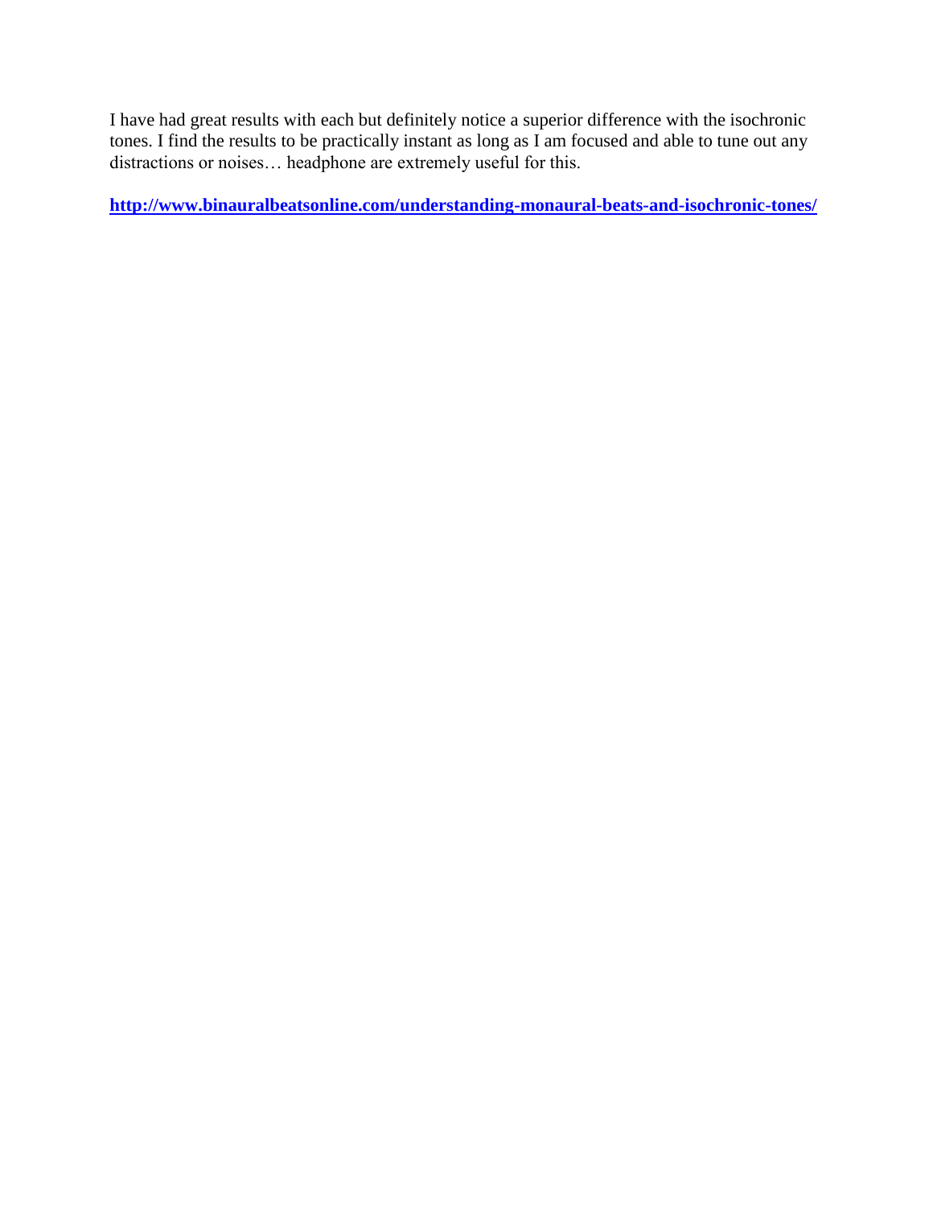I have had great results with each but definitely notice a superior difference with the isochronic tones. I find the results to be practically instant as long as I am focused and able to tune out any distractions or noises… headphone are extremely useful for this.

**[http://www.binauralbeatsonline.com/understanding-monaural-beats-and-isochronic-tones/](http://www.binauralbeatsonline.com/understanding-monaural-beats-and-isochronic-tones/)**